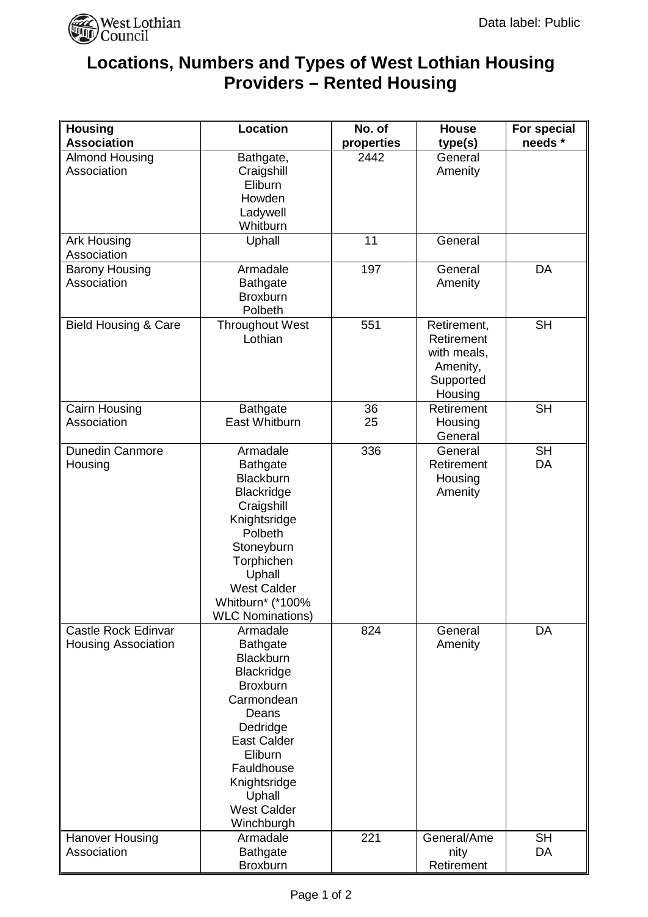Data label: Public

# Locations, Numbers and Types of West Lothian Housing Providers – Rented Housing

| Housing Association | Location | No. of properties | House type(s) | For special needs * |
|---|---|---|---|---|
| Almond Housing Association | Bathgate, Craigshill Eliburn Howden Ladywell Whitburn | 2442 | General Amenity | |
| Ark Housing Association | Uphall | 11 | General | |
| Barony Housing Association | Armadale Bathgate Broxburn Polbeth | 197 | General Amenity | DA |
| Bield Housing & Care | Throughout West Lothian | 551 | Retirement, Retirement with meals, Amenity, Supported Housing | SH |
| Cairn Housing Association | Bathgate East Whitburn | 36 25 | Retirement Housing General | SH |
| Dunedin Canmore Housing | Armadale Bathgate Blackburn Blackridge Craigshill Knightsridge Polbeth Stoneyburn Torphichen Uphall West Calder Whitburn* (*100% WLC Nominations) | 336 | General Retirement Housing Amenity | SH DA |
| Castle Rock Edinvar Housing Association | Armadale Bathgate Blackburn Blackridge Broxburn Carmondean Deans Dedridge East Calder Eliburn Fauldhouse Knightsridge Uphall West Calder Winchburgh | 824 | General Amenity | DA |
| Hanover Housing Association | Armadale Bathgate Broxburn | 221 | General/Amenity Retirement | SH DA |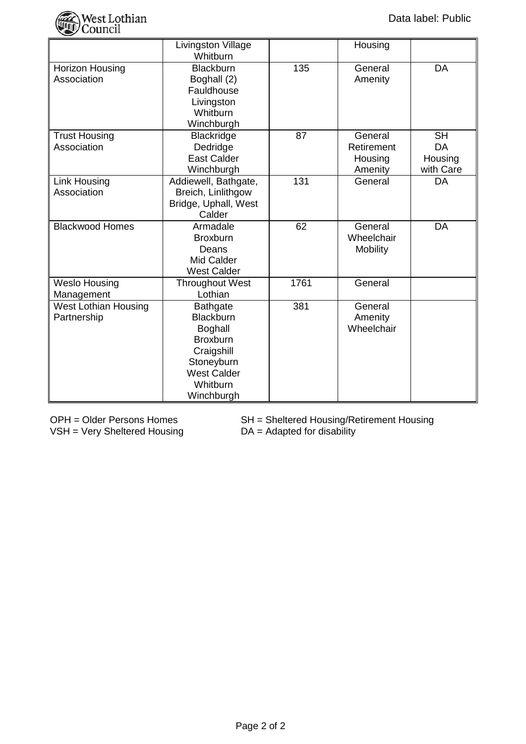| | | | | |
|---|---|---|---|---|
| | Livingston Village Whitburn | | Housing | |
| Horizon Housing Association | Blackburn Boghall (2) Fauldhouse Livingston Whitburn Winchburgh | 135 | General Amenity | DA |
| Trust Housing Association | Blackridge Dedridge East Calder Winchburgh | 87 | General Retirement Housing Amenity | SH DA Housing with Care |
| Link Housing Association | Addiewell, Bathgate, Breich, Linlithgow Bridge, Uphall, West Calder | 131 | General | DA |
| Blackwood Homes | Armadale Broxburn Deans Mid Calder West Calder | 62 | General Wheelchair Mobility | DA |
| Weslo Housing Management | Throughout West Lothian | 1761 | General | |
| West Lothian Housing Partnership | Bathgate Blackburn Boghall Broxburn Craigshill Stoneyburn West Calder Whitburn Winchburgh | 381 | General Amenity Wheelchair | |

OPH = Older Persons Homes
VSH = Very Sheltered Housing
SH = Sheltered Housing/Retirement Housing
DA = Adapted for disability